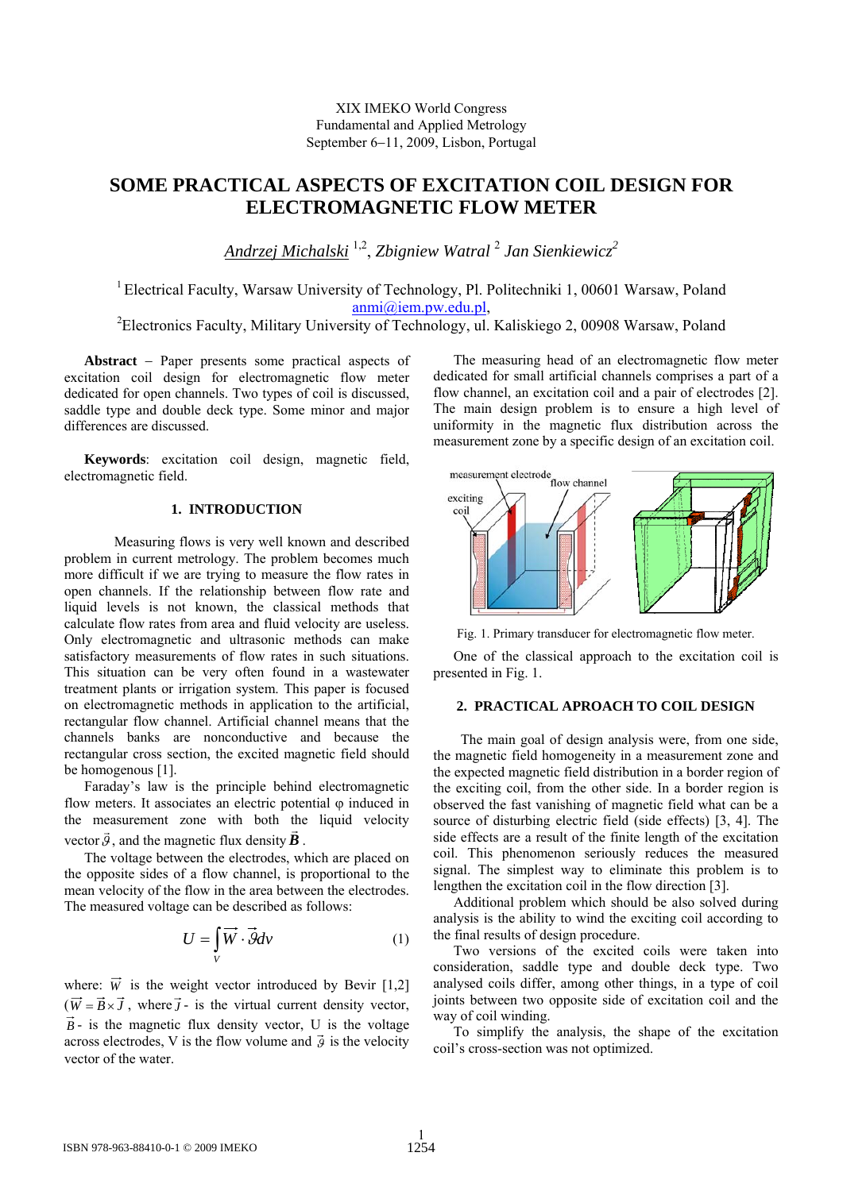XIX IMEKO World Congress
Fundamental and Applied Metrology
September 6−11, 2009, Lisbon, Portugal

# SOME PRACTICAL ASPECTS OF EXCITATION COIL DESIGN FOR ELECTROMAGNETIC FLOW METER

Andrzej Michalski [1,2], Zbigniew Watral [2] Jan Sienkiewicz[2]

[1] Electrical Faculty, Warsaw University of Technology, Pl. Politechniki 1, 00601 Warsaw, Poland
anmi@iem.pw.edu.pl,
[2] Electronics Faculty, Military University of Technology, ul. Kaliskiego 2, 00908 Warsaw, Poland

**Abstract** – Paper presents some practical aspects of excitation coil design for electromagnetic flow meter dedicated for open channels. Two types of coil is discussed, saddle type and double deck type. Some minor and major differences are discussed.

**Keywords**: excitation coil design, magnetic field, electromagnetic field.

## 1. INTRODUCTION

Measuring flows is very well known and described problem in current metrology. The problem becomes much more difficult if we are trying to measure the flow rates in open channels. If the relationship between flow rate and liquid levels is not known, the classical methods that calculate flow rates from area and fluid velocity are useless. Only electromagnetic and ultrasonic methods can make satisfactory measurements of flow rates in such situations. This situation can be very often found in a wastewater treatment plants or irrigation system. This paper is focused on electromagnetic methods in application to the artificial, rectangular flow channel. Artificial channel means that the channels banks are nonconductive and because the rectangular cross section, the excited magnetic field should be homogenous [1].

Faraday's law is the principle behind electromagnetic flow meters. It associates an electric potential φ induced in the measurement zone with both the liquid velocity vector $\vec{\vartheta}$, and the magnetic flux density $\vec{\boldsymbol{B}}$.

The voltage between the electrodes, which are placed on the opposite sides of a flow channel, is proportional to the mean velocity of the flow in the area between the electrodes. The measured voltage can be described as follows:

$$U = \int_V \vec{W} \cdot \vec{\vartheta} dv \qquad (1)$$

where: $\vec{W}$ is the weight vector introduced by Bevir [1,2] ($\vec{W} = \vec{B} \times \vec{J}$, where $\vec{J}$ - is the virtual current density vector, $\vec{B}$ - is the magnetic flux density vector, U is the voltage across electrodes, V is the flow volume and $\vec{\vartheta}$ is the velocity vector of the water.

The measuring head of an electromagnetic flow meter dedicated for small artificial channels comprises a part of a flow channel, an excitation coil and a pair of electrodes [2]. The main design problem is to ensure a high level of uniformity in the magnetic flux distribution across the measurement zone by a specific design of an excitation coil.

Fig. 1. Primary transducer for electromagnetic flow meter.

One of the classical approach to the excitation coil is presented in Fig. 1.

## 2. PRACTICAL APROACH TO COIL DESIGN

The main goal of design analysis were, from one side, the magnetic field homogeneity in a measurement zone and the expected magnetic field distribution in a border region of the exciting coil, from the other side. In a border region is observed the fast vanishing of magnetic field what can be a source of disturbing electric field (side effects) [3, 4]. The side effects are a result of the finite length of the excitation coil. This phenomenon seriously reduces the measured signal. The simplest way to eliminate this problem is to lengthen the excitation coil in the flow direction [3].

Additional problem which should be also solved during analysis is the ability to wind the exciting coil according to the final results of design procedure.

Two versions of the excited coils were taken into consideration, saddle type and double deck type. Two analysed coils differ, among other things, in a type of coil joints between two opposite side of excitation coil and the way of coil winding.

To simplify the analysis, the shape of the excitation coil's cross-section was not optimized.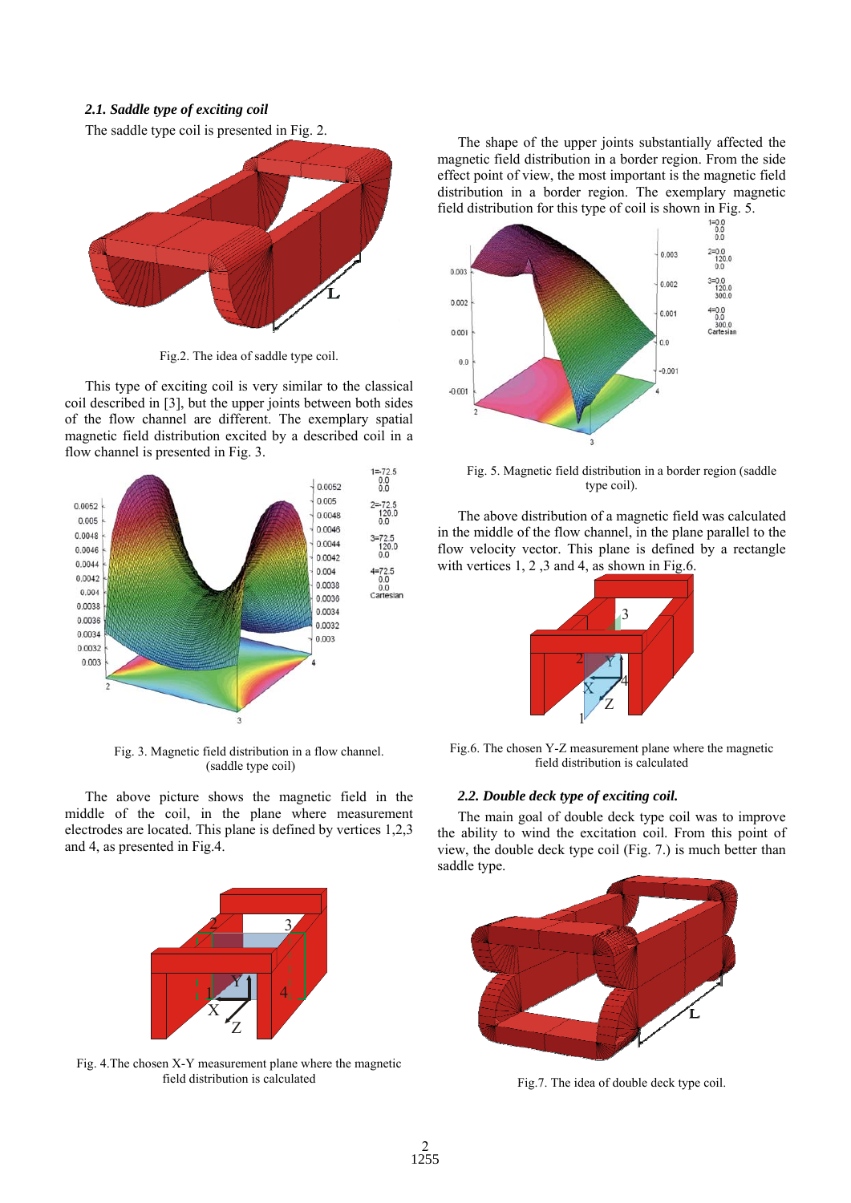### *2.1. Saddle type of exciting coil*

The saddle type coil is presented in Fig. 2.

Fig.2. The idea of saddle type coil.

This type of exciting coil is very similar to the classical coil described in [3], but the upper joints between both sides of the flow channel are different. The exemplary spatial magnetic field distribution excited by a described coil in a flow channel is presented in Fig. 3.

Fig. 3. Magnetic field distribution in a flow channel. (saddle type coil)

The above picture shows the magnetic field in the middle of the coil, in the plane where measurement electrodes are located. This plane is defined by vertices 1,2,3 and 4, as presented in Fig.4.

Fig. 4.The chosen X-Y measurement plane where the magnetic field distribution is calculated

The shape of the upper joints substantially affected the magnetic field distribution in a border region. From the side effect point of view, the most important is the magnetic field distribution in a border region. The exemplary magnetic field distribution for this type of coil is shown in Fig. 5.

Fig. 5. Magnetic field distribution in a border region (saddle type coil).

The above distribution of a magnetic field was calculated in the middle of the flow channel, in the plane parallel to the flow velocity vector. This plane is defined by a rectangle with vertices 1, 2 ,3 and 4, as shown in Fig.6.

Fig.6. The chosen Y-Z measurement plane where the magnetic field distribution is calculated

### *2.2. Double deck type of exciting coil.*

The main goal of double deck type coil was to improve the ability to wind the excitation coil. From this point of view, the double deck type coil (Fig. 7.) is much better than saddle type.

Fig.7. The idea of double deck type coil.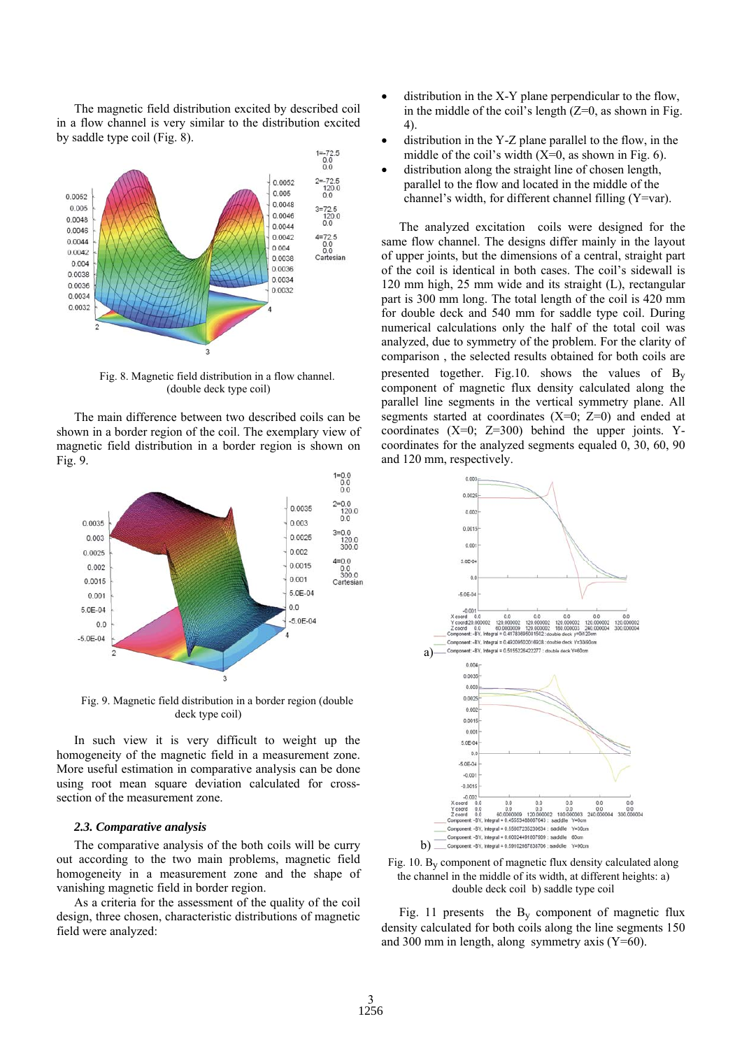The magnetic field distribution excited by described coil in a flow channel is very similar to the distribution excited by saddle type coil (Fig. 8).

Fig. 8. Magnetic field distribution in a flow channel. (double deck type coil)

The main difference between two described coils can be shown in a border region of the coil. The exemplary view of magnetic field distribution in a border region is shown on Fig. 9.

Fig. 9. Magnetic field distribution in a border region (double deck type coil)

In such view it is very difficult to weight up the homogeneity of the magnetic field in a measurement zone. More useful estimation in comparative analysis can be done using root mean square deviation calculated for cross-section of the measurement zone.

### *2.3. Comparative analysis*

The comparative analysis of the both coils will be curry out according to the two main problems, magnetic field homogeneity in a measurement zone and the shape of vanishing magnetic field in border region.

As a criteria for the assessment of the quality of the coil design, three chosen, characteristic distributions of magnetic field were analyzed:

- distribution in the X-Y plane perpendicular to the flow, in the middle of the coil's length (Z=0, as shown in Fig. 4).
- distribution in the Y-Z plane parallel to the flow, in the middle of the coil's width (X=0, as shown in Fig. 6).
- distribution along the straight line of chosen length, parallel to the flow and located in the middle of the channel's width, for different channel filling (Y=var).

The analyzed excitation coils were designed for the same flow channel. The designs differ mainly in the layout of upper joints, but the dimensions of a central, straight part of the coil is identical in both cases. The coil's sidewall is 120 mm high, 25 mm wide and its straight (L), rectangular part is 300 mm long. The total length of the coil is 420 mm for double deck and 540 mm for saddle type coil. During numerical calculations only the half of the total coil was analyzed, due to symmetry of the problem. For the clarity of comparison , the selected results obtained for both coils are presented together. Fig.10. shows the values of $B_Y$ component of magnetic flux density calculated along the parallel line segments in the vertical symmetry plane. All segments started at coordinates (X=0; Z=0) and ended at coordinates (X=0; Z=300) behind the upper joints. Y-coordinates for the analyzed segments equaled 0, 30, 60, 90 and 120 mm, respectively.

Fig. 10. $B_Y$ component of magnetic flux density calculated along the channel in the middle of its width, at different heights: a) double deck coil b) saddle type coil

Fig. 11 presents the $B_Y$ component of magnetic flux density calculated for both coils along the line segments 150 and 300 mm in length, along symmetry axis (Y=60).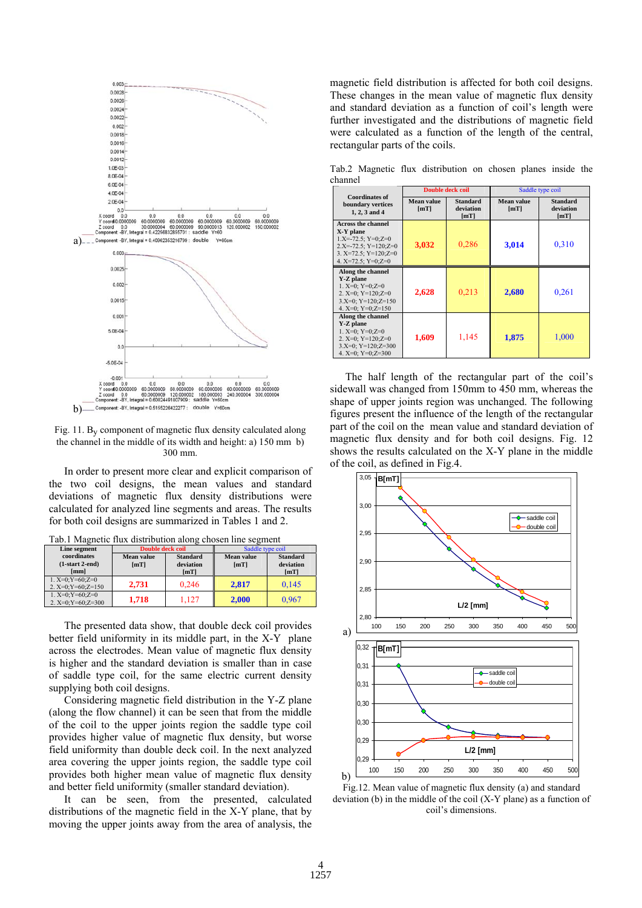Fig. 11. $B_y$ component of magnetic flux density calculated along the channel in the middle of its width and height: a) 150 mm b) 300 mm.

In order to present more clear and explicit comparison of the two coil designs, the mean values and standard deviations of magnetic flux density distributions were calculated for analyzed line segments and areas. The results for both coil designs are summarized in Tables 1 and 2.

Tab.1 Magnetic flux distribution along chosen line segment

| Line segment coordinates (1-start 2-end) [mm] | Double deck coil | | Saddle type coil | |
|---|---|---|---|---|
| | Mean value [mT] | Standard deviation [mT] | Mean value [mT] | Standard deviation [mT] |
| 1. X=0;Y=60;Z=0 2. X=0;Y=60;Z=150 | 2,731 | 0,246 | 2,817 | 0,145 |
| 1. X=0;Y=60;Z=0 2. X=0;Y=60;Z=300 | 1,718 | 1,127 | 2,000 | 0,967 |

The presented data show, that double deck coil provides better field uniformity in its middle part, in the X-Y plane across the electrodes. Mean value of magnetic flux density is higher and the standard deviation is smaller than in case of saddle type coil, for the same electric current density supplying both coil designs.

Considering magnetic field distribution in the Y-Z plane (along the flow channel) it can be seen that from the middle of the coil to the upper joints region the saddle type coil provides higher value of magnetic flux density, but worse field uniformity than double deck coil. In the next analyzed area covering the upper joints region, the saddle type coil provides both higher mean value of magnetic flux density and better field uniformity (smaller standard deviation).

It can be seen, from the presented, calculated distributions of the magnetic field in the X-Y plane, that by moving the upper joints away from the area of analysis, the magnetic field distribution is affected for both coil designs. These changes in the mean value of magnetic flux density and standard deviation as a function of coil's length were further investigated and the distributions of magnetic field were calculated as a function of the length of the central, rectangular parts of the coils.

Tab.2 Magnetic flux distribution on chosen planes inside the channel

| Coordinates of boundary vertices 1, 2, 3 and 4 | Double deck coil | | Saddle type coil | |
|---|---|---|---|---|
| | Mean value [mT] | Standard deviation [mT] | Mean value [mT] | Standard deviation [mT] |
| Across the channel X-Y plane 1.X=-72.5; Y=0;Z=0 2.X=-72.5; Y=120;Z=0 3. X=72.5; Y=120;Z=0 4. X=72.5; Y=0;Z=0 | 3,032 | 0,286 | 3,014 | 0,310 |
| Along the channel Y-Z plane 1. X=0; Y=0;Z=0 2. X=0; Y=120;Z=0 3.X=0; Y=120;Z=150 4. X=0; Y=0;Z=150 | 2,628 | 0,213 | 2,680 | 0,261 |
| Along the channel Y-Z plane 1. X=0; Y=0;Z=0 2. X=0; Y=120;Z=0 3.X=0; Y=120;Z=300 4. X=0; Y=0;Z=300 | 1,609 | 1,145 | 1,875 | 1,000 |

The half length of the rectangular part of the coil's sidewall was changed from 150mm to 450 mm, whereas the shape of upper joints region was unchanged. The following figures present the influence of the length of the rectangular part of the coil on the mean value and standard deviation of magnetic flux density and for both coil designs. Fig. 12 shows the results calculated on the X-Y plane in the middle of the coil, as defined in Fig.4.

Fig.12. Mean value of magnetic flux density (a) and standard deviation (b) in the middle of the coil (X-Y plane) as a function of coil's dimensions.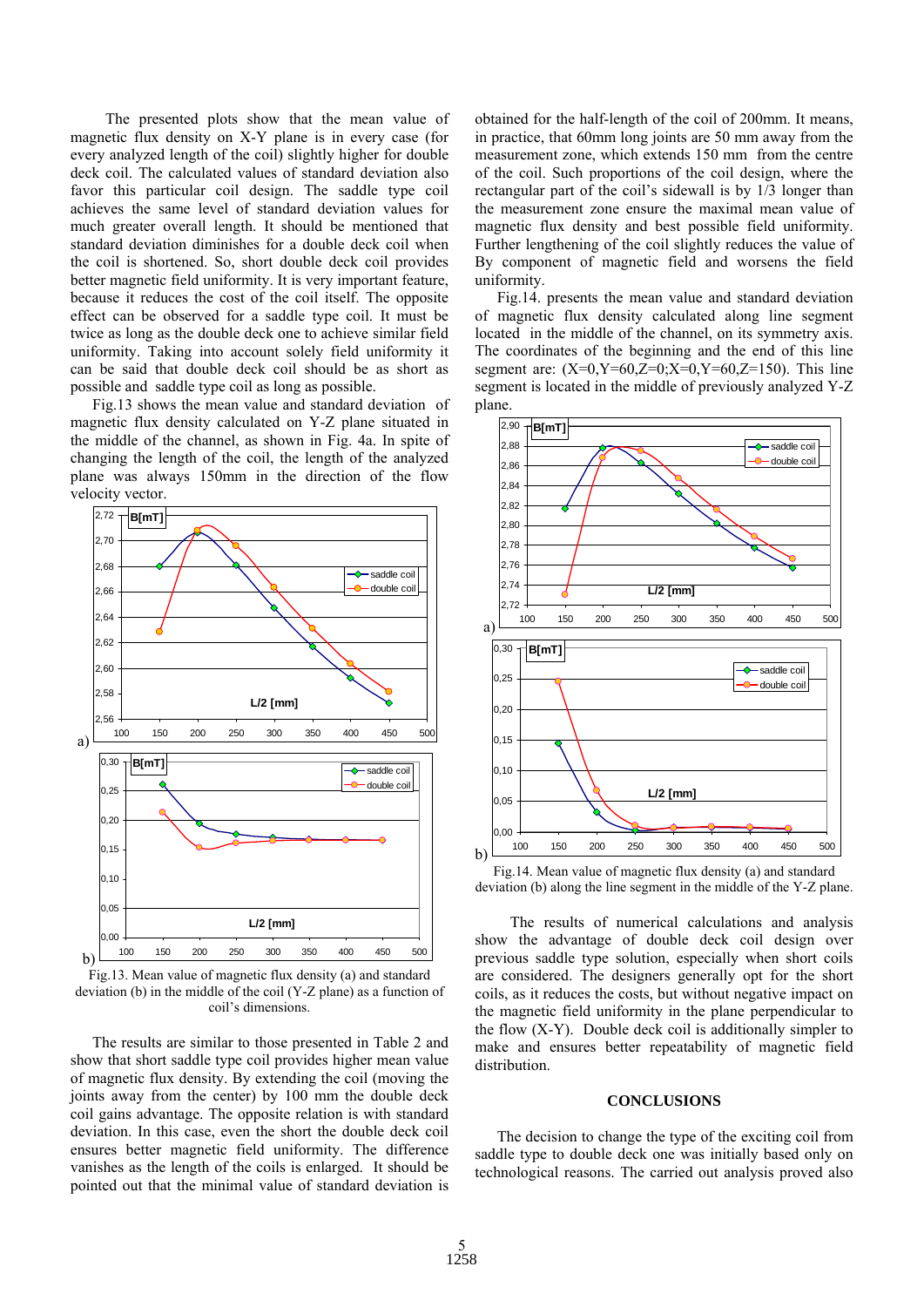The presented plots show that the mean value of magnetic flux density on X-Y plane is in every case (for every analyzed length of the coil) slightly higher for double deck coil. The calculated values of standard deviation also favor this particular coil design. The saddle type coil achieves the same level of standard deviation values for much greater overall length. It should be mentioned that standard deviation diminishes for a double deck coil when the coil is shortened. So, short double deck coil provides better magnetic field uniformity. It is very important feature, because it reduces the cost of the coil itself. The opposite effect can be observed for a saddle type coil. It must be twice as long as the double deck one to achieve similar field uniformity. Taking into account solely field uniformity it can be said that double deck coil should be as short as possible and saddle type coil as long as possible.

Fig.13 shows the mean value and standard deviation of magnetic flux density calculated on Y-Z plane situated in the middle of the channel, as shown in Fig. 4a. In spite of changing the length of the coil, the length of the analyzed plane was always 150mm in the direction of the flow velocity vector.

Fig.13. Mean value of magnetic flux density (a) and standard deviation (b) in the middle of the coil (Y-Z plane) as a function of coil's dimensions.

The results are similar to those presented in Table 2 and show that short saddle type coil provides higher mean value of magnetic flux density. By extending the coil (moving the joints away from the center) by 100 mm the double deck coil gains advantage. The opposite relation is with standard deviation. In this case, even the short the double deck coil ensures better magnetic field uniformity. The difference vanishes as the length of the coils is enlarged. It should be pointed out that the minimal value of standard deviation is obtained for the half-length of the coil of 200mm. It means, in practice, that 60mm long joints are 50 mm away from the measurement zone, which extends 150 mm from the centre of the coil. Such proportions of the coil design, where the rectangular part of the coil's sidewall is by 1/3 longer than the measurement zone ensure the maximal mean value of magnetic flux density and best possible field uniformity. Further lengthening of the coil slightly reduces the value of By component of magnetic field and worsens the field uniformity.

Fig.14. presents the mean value and standard deviation of magnetic flux density calculated along line segment located in the middle of the channel, on its symmetry axis. The coordinates of the beginning and the end of this line segment are: (X=0,Y=60,Z=0;X=0,Y=60,Z=150). This line segment is located in the middle of previously analyzed Y-Z plane.

Fig.14. Mean value of magnetic flux density (a) and standard deviation (b) along the line segment in the middle of the Y-Z plane.

The results of numerical calculations and analysis show the advantage of double deck coil design over previous saddle type solution, especially when short coils are considered. The designers generally opt for the short coils, as it reduces the costs, but without negative impact on the magnetic field uniformity in the plane perpendicular to the flow (X-Y). Double deck coil is additionally simpler to make and ensures better repeatability of magnetic field distribution.

## CONCLUSIONS

The decision to change the type of the exciting coil from saddle type to double deck one was initially based only on technological reasons. The carried out analysis proved also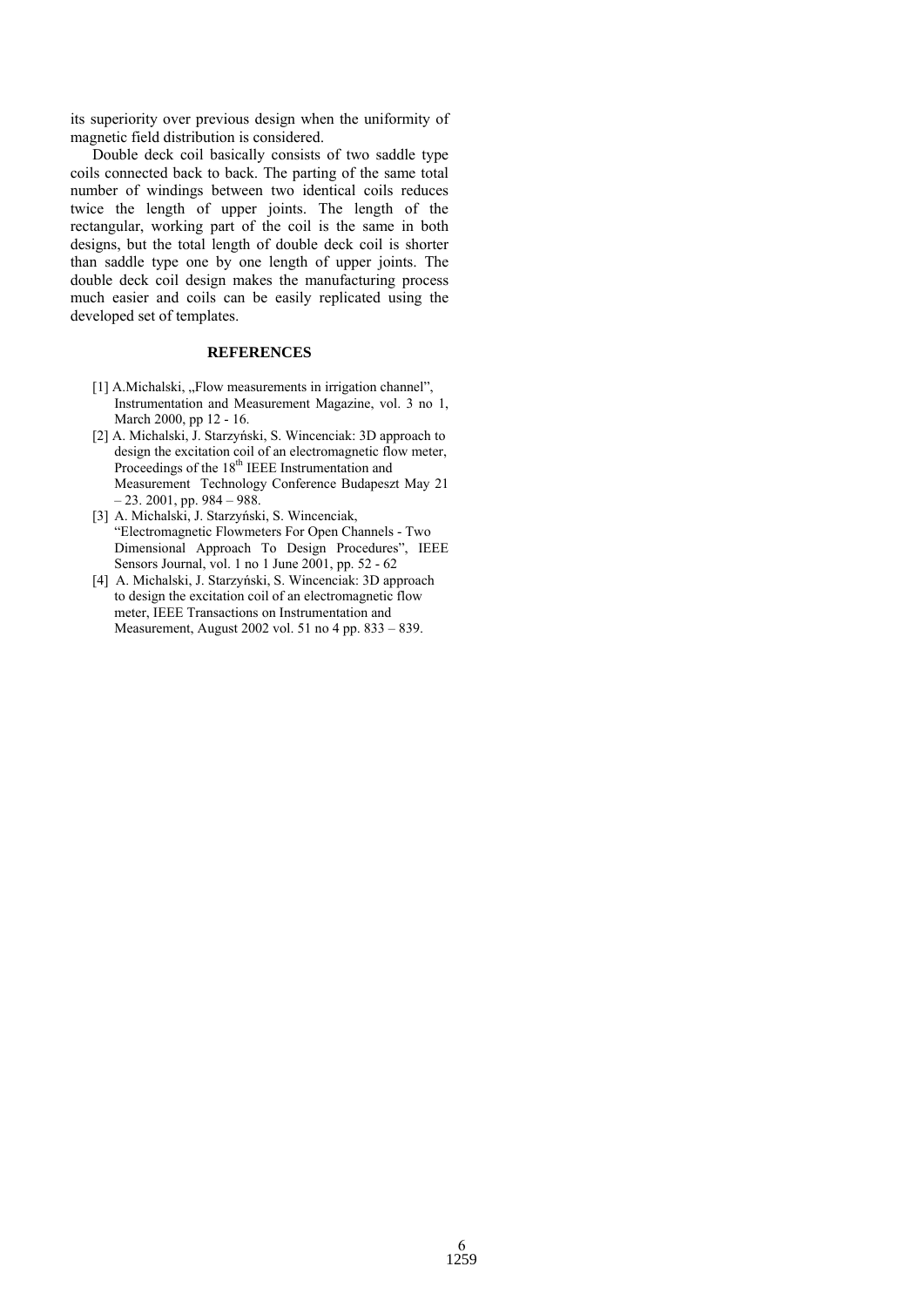its superiority over previous design when the uniformity of magnetic field distribution is considered.

Double deck coil basically consists of two saddle type coils connected back to back. The parting of the same total number of windings between two identical coils reduces twice the length of upper joints. The length of the rectangular, working part of the coil is the same in both designs, but the total length of double deck coil is shorter than saddle type one by one length of upper joints. The double deck coil design makes the manufacturing process much easier and coils can be easily replicated using the developed set of templates.

## REFERENCES

[1] A.Michalski, „Flow measurements in irrigation channel", Instrumentation and Measurement Magazine, vol. 3 no 1, March 2000, pp 12 - 16.

[2] A. Michalski, J. Starzyński, S. Wincenciak: 3D approach to design the excitation coil of an electromagnetic flow meter, Proceedings of the 18th IEEE Instrumentation and Measurement Technology Conference Budapeszt May 21 – 23. 2001, pp. 984 – 988.

[3] A. Michalski, J. Starzyński, S. Wincenciak, "Electromagnetic Flowmeters For Open Channels - Two Dimensional Approach To Design Procedures", IEEE Sensors Journal, vol. 1 no 1 June 2001, pp. 52 - 62

[4] A. Michalski, J. Starzyński, S. Wincenciak: 3D approach to design the excitation coil of an electromagnetic flow meter, IEEE Transactions on Instrumentation and Measurement, August 2002 vol. 51 no 4 pp. 833 – 839.